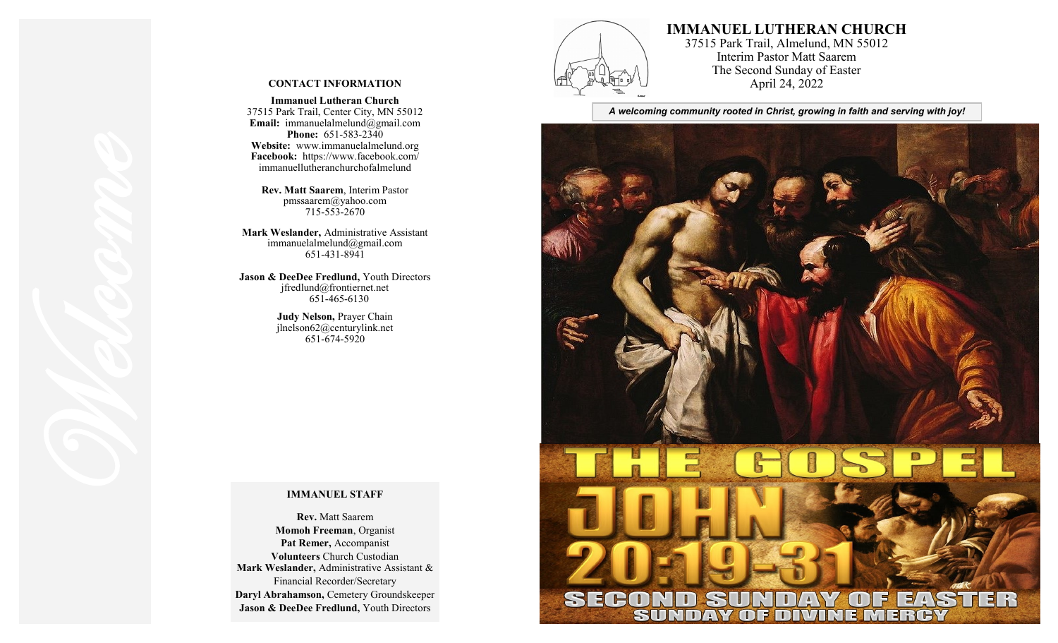# IMMANUEL LUTHERAN CHURCH

37515 Park Trail, Almelund, MN 55012
Interim Pastor Matt Saarem
The Second Sunday of Easter
April 24, 2022

***A welcoming community rooted in Christ, growing in faith and serving with joy!***

THE GOSPEL
JOHN
20:19-31
SECOND SUNDAY OF EASTER
SUNDAY OF DIVINE MERCY

*Welcome*

## CONTACT INFORMATION

**Immanuel Lutheran Church**
37515 Park Trail, Center City, MN 55012
**Email:** immanuelalmelund@gmail.com
**Phone:** 651-583-2340
**Website:** www.immanuelalmelund.org
**Facebook:** https://www.facebook.com/immanuellutheranchurchofalmelund

**Rev. Matt Saarem**, Interim Pastor
pmssaarem@yahoo.com
715-553-2670

**Mark Weslander,** Administrative Assistant
immanuelalmelund@gmail.com
651-431-8941

**Jason & DeeDee Fredlund,** Youth Directors
jfredlund@frontiernet.net
651-465-6130

**Judy Nelson,** Prayer Chain
jlnelson62@centurylink.net
651-674-5920

## IMMANUEL STAFF

**Rev.** Matt Saarem
**Momoh Freeman**, Organist
**Pat Remer,** Accompanist
**Volunteers** Church Custodian
**Mark Weslander,** Administrative Assistant & Financial Recorder/Secretary
**Daryl Abrahamson,** Cemetery Groundskeeper
**Jason & DeeDee Fredlund,** Youth Directors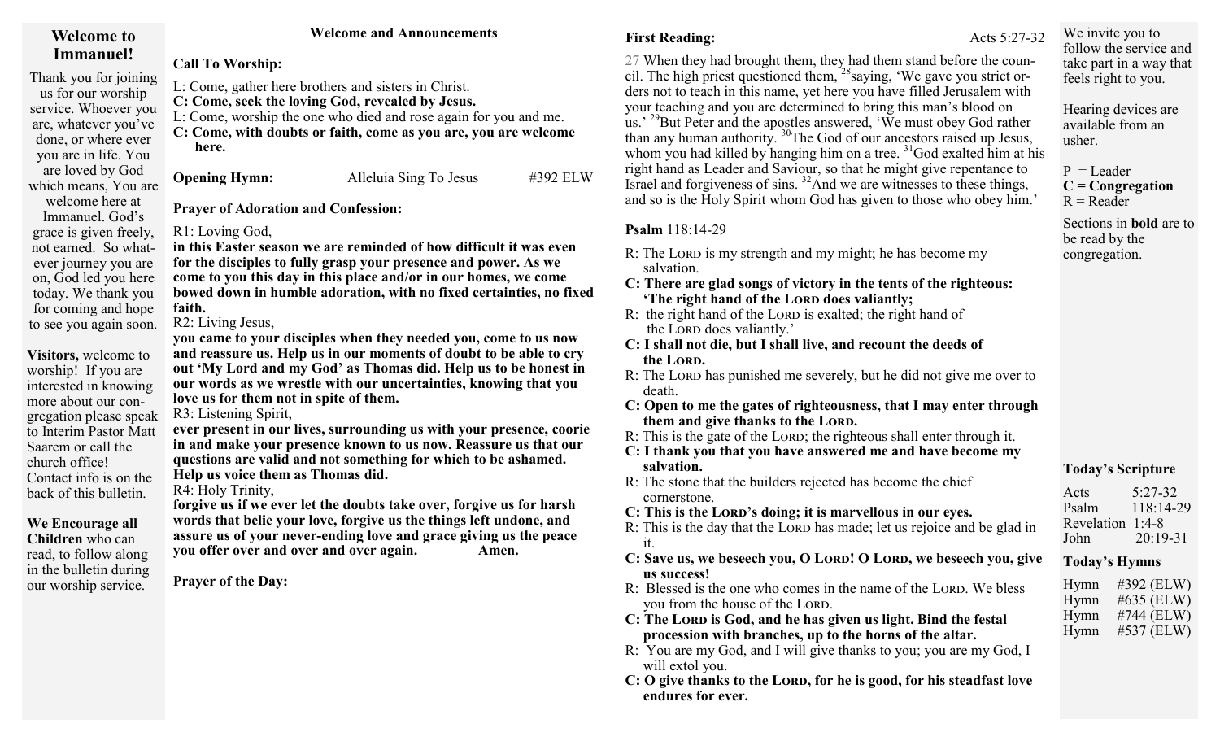## Welcome to Immanuel!

Thank you for joining us for our worship service. Whoever you are, whatever you've done, or where ever you are in life. You are loved by God which means, You are welcome here at Immanuel. God's grace is given freely, not earned. So whatever journey you are on, God led you here today. We thank you for coming and hope to see you again soon.

**Visitors,** welcome to worship! If you are interested in knowing more about our congregation please speak to Interim Pastor Matt Saarem or call the church office! Contact info is on the back of this bulletin.

**We Encourage all Children** who can read, to follow along in the bulletin during our worship service.

**Welcome and Announcements**

**Call To Worship:**

L: Come, gather here brothers and sisters in Christ.
**C: Come, seek the loving God, revealed by Jesus.**
L: Come, worship the one who died and rose again for you and me.
**C: Come, with doubts or faith, come as you are, you are welcome here.**

**Opening Hymn:** Alleluia Sing To Jesus #392 ELW

**Prayer of Adoration and Confession:**

R1: Loving God,
**in this Easter season we are reminded of how difficult it was even for the disciples to fully grasp your presence and power. As we come to you this day in this place and/or in our homes, we come bowed down in humble adoration, with no fixed certainties, no fixed faith.**
R2: Living Jesus,
**you came to your disciples when they needed you, come to us now and reassure us. Help us in our moments of doubt to be able to cry out 'My Lord and my God' as Thomas did. Help us to be honest in our words as we wrestle with our uncertainties, knowing that you love us for them not in spite of them.**
R3: Listening Spirit,
**ever present in our lives, surrounding us with your presence, coorie in and make your presence known to us now. Reassure us that our questions are valid and not something for which to be ashamed. Help us voice them as Thomas did.**
R4: Holy Trinity,
**forgive us if we ever let the doubts take over, forgive us for harsh words that belie your love, forgive us the things left undone, and assure us of your never-ending love and grace giving us the peace you offer over and over and over again. Amen.**

**Prayer of the Day:**

**First Reading:** Acts 5:27-32

27 When they had brought them, they had them stand before the council. The high priest questioned them, [28]saying, 'We gave you strict orders not to teach in this name, yet here you have filled Jerusalem with your teaching and you are determined to bring this man's blood on us.' [29]But Peter and the apostles answered, 'We must obey God rather than any human authority. [30]The God of our ancestors raised up Jesus, whom you had killed by hanging him on a tree. [31]God exalted him at his right hand as Leader and Saviour, so that he might give repentance to Israel and forgiveness of sins. [32]And we are witnesses to these things, and so is the Holy Spirit whom God has given to those who obey him.'

**Psalm** 118:14-29

R: The LORD is my strength and my might; he has become my salvation.
**C: There are glad songs of victory in the tents of the righteous: 'The right hand of the LORD does valiantly;**
R: the right hand of the LORD is exalted; the right hand of the LORD does valiantly.'
**C: I shall not die, but I shall live, and recount the deeds of the LORD.**
R: The LORD has punished me severely, but he did not give me over to death.
**C: Open to me the gates of righteousness, that I may enter through them and give thanks to the LORD.**
R: This is the gate of the LORD; the righteous shall enter through it.
**C: I thank you that you have answered me and have become my salvation.**
R: The stone that the builders rejected has become the chief cornerstone.
**C: This is the LORD's doing; it is marvellous in our eyes.**
R: This is the day that the LORD has made; let us rejoice and be glad in it.
**C: Save us, we beseech you, O LORD! O LORD, we beseech you, give us success!**
R: Blessed is the one who comes in the name of the LORD. We bless you from the house of the LORD.
**C: The LORD is God, and he has given us light. Bind the festal procession with branches, up to the horns of the altar.**
R: You are my God, and I will give thanks to you; you are my God, I will extol you.
**C: O give thanks to the LORD, for he is good, for his steadfast love endures for ever.**

We invite you to follow the service and take part in a way that feels right to you.

Hearing devices are available from an usher.

P = Leader
**C = Congregation**
R = Reader

Sections in **bold** are to be read by the congregation.

**Today's Scripture**

| | |
|---|---|
| Acts | 5:27-32 |
| Psalm | 118:14-29 |
| Revelation | 1:4-8 |
| John | 20:19-31 |

**Today's Hymns**

| | |
|---|---|
| Hymn | #392 (ELW) |
| Hymn | #635 (ELW) |
| Hymn | #744 (ELW) |
| Hymn | #537 (ELW) |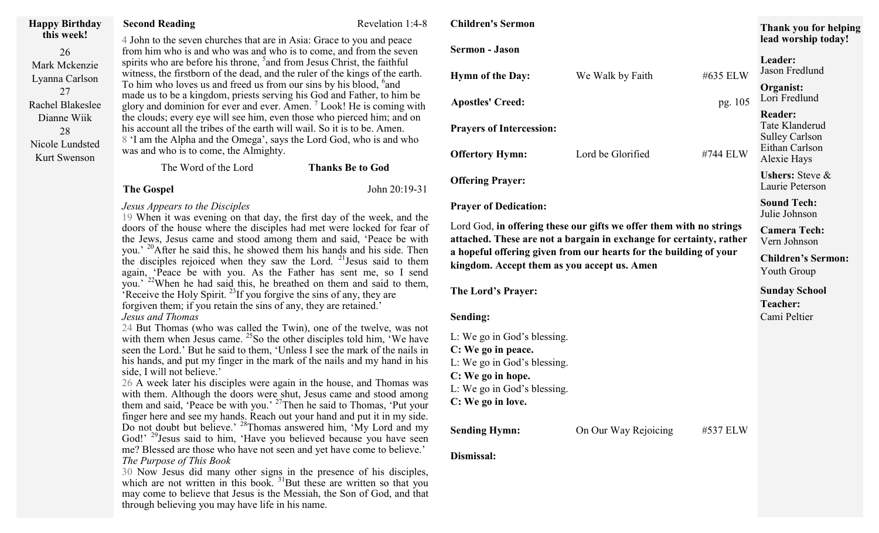**Happy Birthday this week!**

26
Mark Mckenzie
Lyanna Carlson
27
Rachel Blakeslee
Dianne Wiik
28
Nicole Lundsted
Kurt Swenson

**Second Reading** Revelation 1:4-8

4 John to the seven churches that are in Asia: Grace to you and peace from him who is and who was and who is to come, and from the seven spirits who are before his throne, [5]and from Jesus Christ, the faithful witness, the firstborn of the dead, and the ruler of the kings of the earth. To him who loves us and freed us from our sins by his blood, [6]and made us to be a kingdom, priests serving his God and Father, to him be glory and dominion for ever and ever. Amen. [7] Look! He is coming with the clouds; every eye will see him, even those who pierced him; and on his account all the tribes of the earth will wail. So it is to be. Amen.
8 'I am the Alpha and the Omega', says the Lord God, who is and who was and who is to come, the Almighty.

The Word of the Lord **Thanks Be to God**

**The Gospel** John 20:19-31

*Jesus Appears to the Disciples*
19 When it was evening on that day, the first day of the week, and the doors of the house where the disciples had met were locked for fear of the Jews, Jesus came and stood among them and said, 'Peace be with you.' [20]After he said this, he showed them his hands and his side. Then the disciples rejoiced when they saw the Lord. [21]Jesus said to them again, 'Peace be with you. As the Father has sent me, so I send you.' [22]When he had said this, he breathed on them and said to them, 'Receive the Holy Spirit. [23]If you forgive the sins of any, they are forgiven them; if you retain the sins of any, they are retained.'
*Jesus and Thomas*
24 But Thomas (who was called the Twin), one of the twelve, was not with them when Jesus came. [25]So the other disciples told him, 'We have seen the Lord.' But he said to them, 'Unless I see the mark of the nails in his hands, and put my finger in the mark of the nails and my hand in his side, I will not believe.'
26 A week later his disciples were again in the house, and Thomas was with them. Although the doors were shut, Jesus came and stood among them and said, 'Peace be with you.' [27]Then he said to Thomas, 'Put your finger here and see my hands. Reach out your hand and put it in my side. Do not doubt but believe.' [28]Thomas answered him, 'My Lord and my God!' [29]Jesus said to him, 'Have you believed because you have seen me? Blessed are those who have not seen and yet have come to believe.'
*The Purpose of This Book*
30 Now Jesus did many other signs in the presence of his disciples, which are not written in this book. [31]But these are written so that you may come to believe that Jesus is the Messiah, the Son of God, and that through believing you may have life in his name.

**Children's Sermon**

**Sermon - Jason**

**Hymn of the Day:** We Walk by Faith #635 ELW

**Apostles' Creed:** pg. 105

**Prayers of Intercession:**

**Offertory Hymn:** Lord be Glorified #744 ELW

**Offering Prayer:**

**Prayer of Dedication:**

Lord God, **in offering these our gifts we offer them with no strings attached. These are not a bargain in exchange for certainty, rather a hopeful offering given from our hearts for the building of your kingdom. Accept them as you accept us. Amen**

**The Lord's Prayer:**

**Sending:**

L: We go in God's blessing.
**C: We go in peace.**
L: We go in God's blessing.
**C: We go in hope.**
L: We go in God's blessing.
**C: We go in love.**

**Sending Hymn:** On Our Way Rejoicing #537 ELW

**Dismissal:**

**Thank you for helping lead worship today!**

**Leader:**
Jason Fredlund

**Organist:**
Lori Fredlund

**Reader:**
Tate Klanderud
Sulley Carlson
Eithan Carlson
Alexie Hays

**Ushers:** Steve & Laurie Peterson

**Sound Tech:**
Julie Johnson

**Camera Tech:**
Vern Johnson

**Children's Sermon:**
Youth Group

**Sunday School Teacher:**
Cami Peltier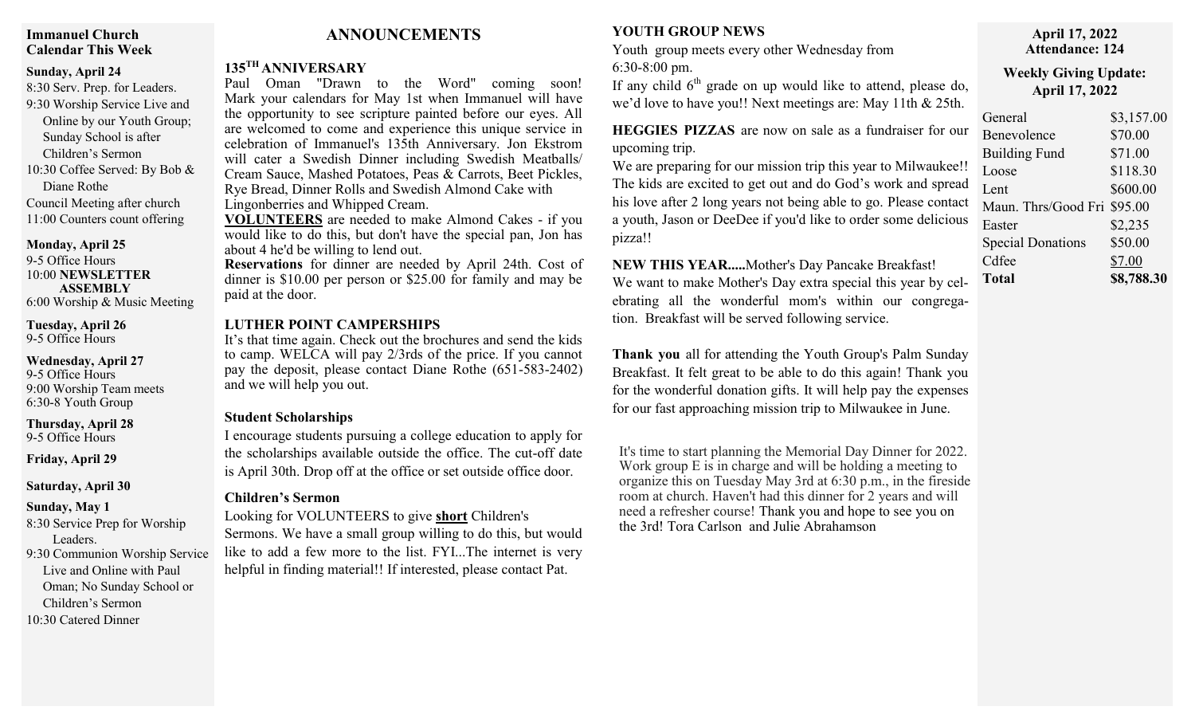## Immanuel Church Calendar This Week

**Sunday, April 24**

8:30 Serv. Prep. for Leaders.

9:30 Worship Service Live and Online by our Youth Group; Sunday School is after Children's Sermon

10:30 Coffee Served: By Bob & Diane Rothe

Council Meeting after church

11:00 Counters count offering

**Monday, April 25**

9-5 Office Hours

10:00 **NEWSLETTER ASSEMBLY**

6:00 Worship & Music Meeting

**Tuesday, April 26**

9-5 Office Hours

**Wednesday, April 27**

9-5 Office Hours

9:00 Worship Team meets

6:30-8 Youth Group

**Thursday, April 28**

9-5 Office Hours

**Friday, April 29**

**Saturday, April 30**

**Sunday, May 1**

8:30 Service Prep for Worship Leaders.

9:30 Communion Worship Service Live and Online with Paul Oman; No Sunday School or Children's Sermon

10:30 Catered Dinner

# ANNOUNCEMENTS

### 135TH ANNIVERSARY

Paul Oman "Drawn to the Word" coming soon! Mark your calendars for May 1st when Immanuel will have the opportunity to see scripture painted before our eyes. All are welcomed to come and experience this unique service in celebration of Immanuel's 135th Anniversary. Jon Ekstrom will cater a Swedish Dinner including Swedish Meatballs/ Cream Sauce, Mashed Potatoes, Peas & Carrots, Beet Pickles, Rye Bread, Dinner Rolls and Swedish Almond Cake with Lingonberries and Whipped Cream.

**VOLUNTEERS** are needed to make Almond Cakes - if you would like to do this, but don't have the special pan, Jon has about 4 he'd be willing to lend out.

**Reservations** for dinner are needed by April 24th. Cost of dinner is $10.00 per person or $25.00 for family and may be paid at the door.

### LUTHER POINT CAMPERSHIPS

It's that time again. Check out the brochures and send the kids to camp. WELCA will pay 2/3rds of the price. If you cannot pay the deposit, please contact Diane Rothe (651-583-2402) and we will help you out.

### Student Scholarships

I encourage students pursuing a college education to apply for the scholarships available outside the office. The cut-off date is April 30th. Drop off at the office or set outside office door.

### Children's Sermon

Looking for VOLUNTEERS to give **short** Children's Sermons. We have a small group willing to do this, but would like to add a few more to the list. FYI...The internet is very helpful in finding material!! If interested, please contact Pat.

### YOUTH GROUP NEWS

Youth group meets every other Wednesday from 6:30-8:00 pm.

If any child 6th grade on up would like to attend, please do, we'd love to have you!! Next meetings are: May 11th & 25th.

**HEGGIES PIZZAS** are now on sale as a fundraiser for our upcoming trip.

We are preparing for our mission trip this year to Milwaukee!! The kids are excited to get out and do God's work and spread his love after 2 long years not being able to go. Please contact a youth, Jason or DeeDee if you'd like to order some delicious pizza!!

**NEW THIS YEAR.....**Mother's Day Pancake Breakfast!

We want to make Mother's Day extra special this year by celebrating all the wonderful mom's within our congregation. Breakfast will be served following service.

**Thank you** all for attending the Youth Group's Palm Sunday Breakfast. It felt great to be able to do this again! Thank you for the wonderful donation gifts. It will help pay the expenses for our fast approaching mission trip to Milwaukee in June.

It's time to start planning the Memorial Day Dinner for 2022. Work group E is in charge and will be holding a meeting to organize this on Tuesday May 3rd at 6:30 p.m., in the fireside room at church. Haven't had this dinner for 2 years and will need a refresher course! Thank you and hope to see you on the 3rd! Tora Carlson and Julie Abrahamson

**April 17, 2022**
**Attendance: 124**

### Weekly Giving Update: April 17, 2022

| | |
|---|---|
| General | $3,157.00 |
| Benevolence | $70.00 |
| Building Fund | $71.00 |
| Loose | $118.30 |
| Lent | $600.00 |
| Maun. Thrs/Good Fri | $95.00 |
| Easter | $2,235 |
| Special Donations | $50.00 |
| Cdfee | $7.00 |
| **Total** | **$8,788.30** |